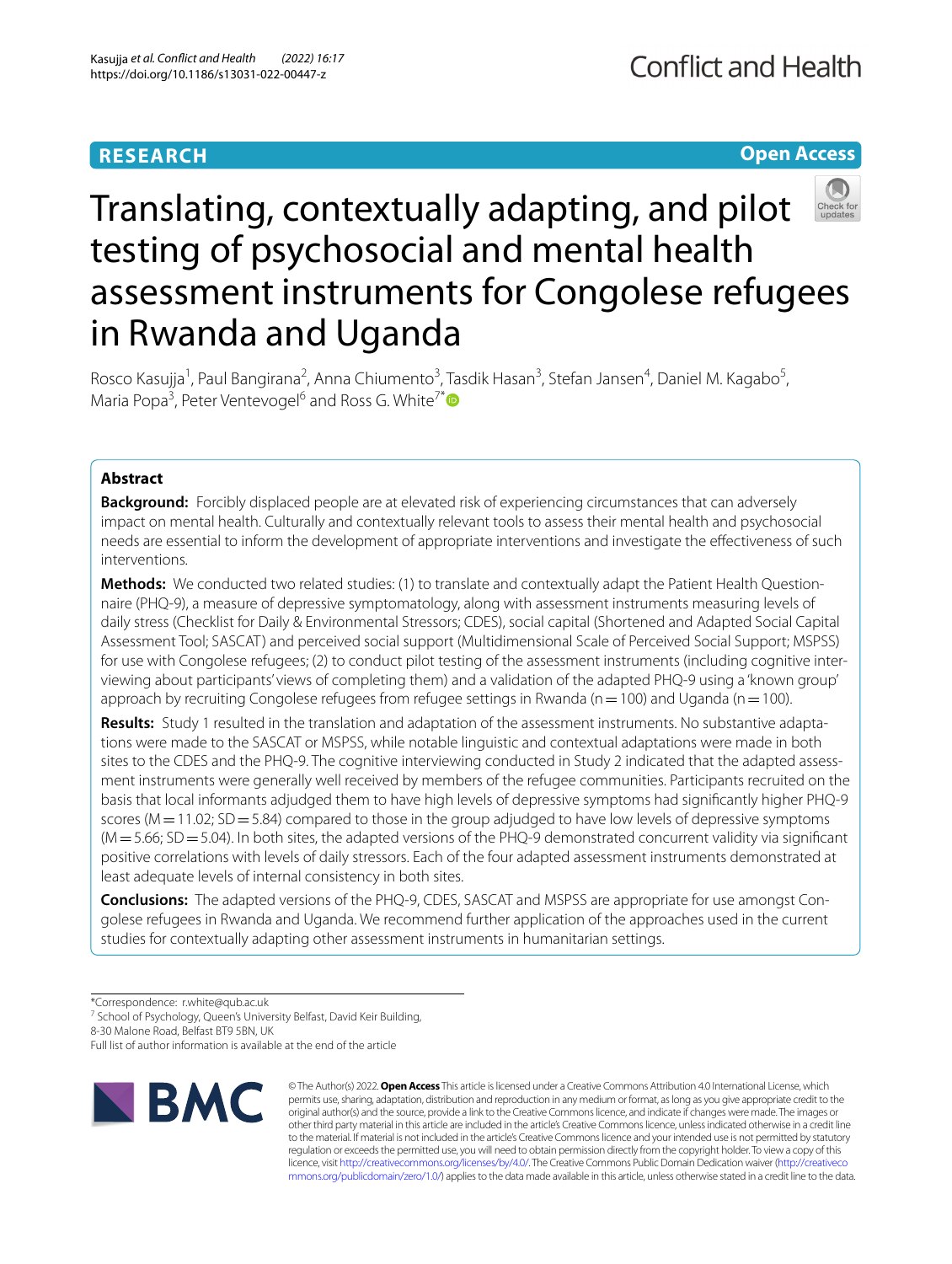**RESEARCH** **Open Access**

# Translating, contextually adapting, and pilot testing of psychosocial and mental health assessment instruments for Congolese refugees in Rwanda and Uganda

Rosco Kasujja[1], Paul Bangirana[2], Anna Chiumento[3], Tasdik Hasan[3], Stefan Jansen[4], Daniel M. Kagabo[5], Maria Popa[3], Peter Ventevogel[6] and Ross G. White[7*]

## Abstract

**Background:** Forcibly displaced people are at elevated risk of experiencing circumstances that can adversely impact on mental health. Culturally and contextually relevant tools to assess their mental health and psychosocial needs are essential to inform the development of appropriate interventions and investigate the effectiveness of such interventions.

**Methods:** We conducted two related studies: (1) to translate and contextually adapt the Patient Health Questionnaire (PHQ-9), a measure of depressive symptomatology, along with assessment instruments measuring levels of daily stress (Checklist for Daily & Environmental Stressors; CDES), social capital (Shortened and Adapted Social Capital Assessment Tool; SASCAT) and perceived social support (Multidimensional Scale of Perceived Social Support; MSPSS) for use with Congolese refugees; (2) to conduct pilot testing of the assessment instruments (including cognitive interviewing about participants' views of completing them) and a validation of the adapted PHQ-9 using a 'known group' approach by recruiting Congolese refugees from refugee settings in Rwanda (n = 100) and Uganda (n = 100).

**Results:** Study 1 resulted in the translation and adaptation of the assessment instruments. No substantive adaptations were made to the SASCAT or MSPSS, while notable linguistic and contextual adaptations were made in both sites to the CDES and the PHQ-9. The cognitive interviewing conducted in Study 2 indicated that the adapted assessment instruments were generally well received by members of the refugee communities. Participants recruited on the basis that local informants adjudged them to have high levels of depressive symptoms had significantly higher PHQ-9 scores (M = 11.02; SD = 5.84) compared to those in the group adjudged to have low levels of depressive symptoms (M = 5.66; SD = 5.04). In both sites, the adapted versions of the PHQ-9 demonstrated concurrent validity via significant positive correlations with levels of daily stressors. Each of the four adapted assessment instruments demonstrated at least adequate levels of internal consistency in both sites.

**Conclusions:** The adapted versions of the PHQ-9, CDES, SASCAT and MSPSS are appropriate for use amongst Congolese refugees in Rwanda and Uganda. We recommend further application of the approaches used in the current studies for contextually adapting other assessment instruments in humanitarian settings.

*Correspondence: r.white@qub.ac.uk
[7] School of Psychology, Queen's University Belfast, David Keir Building, 8-30 Malone Road, Belfast BT9 5BN, UK
Full list of author information is available at the end of the article

© The Author(s) 2022. **Open Access** This article is licensed under a Creative Commons Attribution 4.0 International License, which permits use, sharing, adaptation, distribution and reproduction in any medium or format, as long as you give appropriate credit to the original author(s) and the source, provide a link to the Creative Commons licence, and indicate if changes were made. The images or other third party material in this article are included in the article's Creative Commons licence, unless indicated otherwise in a credit line to the material. If material is not included in the article's Creative Commons licence and your intended use is not permitted by statutory regulation or exceeds the permitted use, you will need to obtain permission directly from the copyright holder. To view a copy of this licence, visit http://creativecommons.org/licenses/by/4.0/. The Creative Commons Public Domain Dedication waiver (http://creativecommons.org/publicdomain/zero/1.0/) applies to the data made available in this article, unless otherwise stated in a credit line to the data.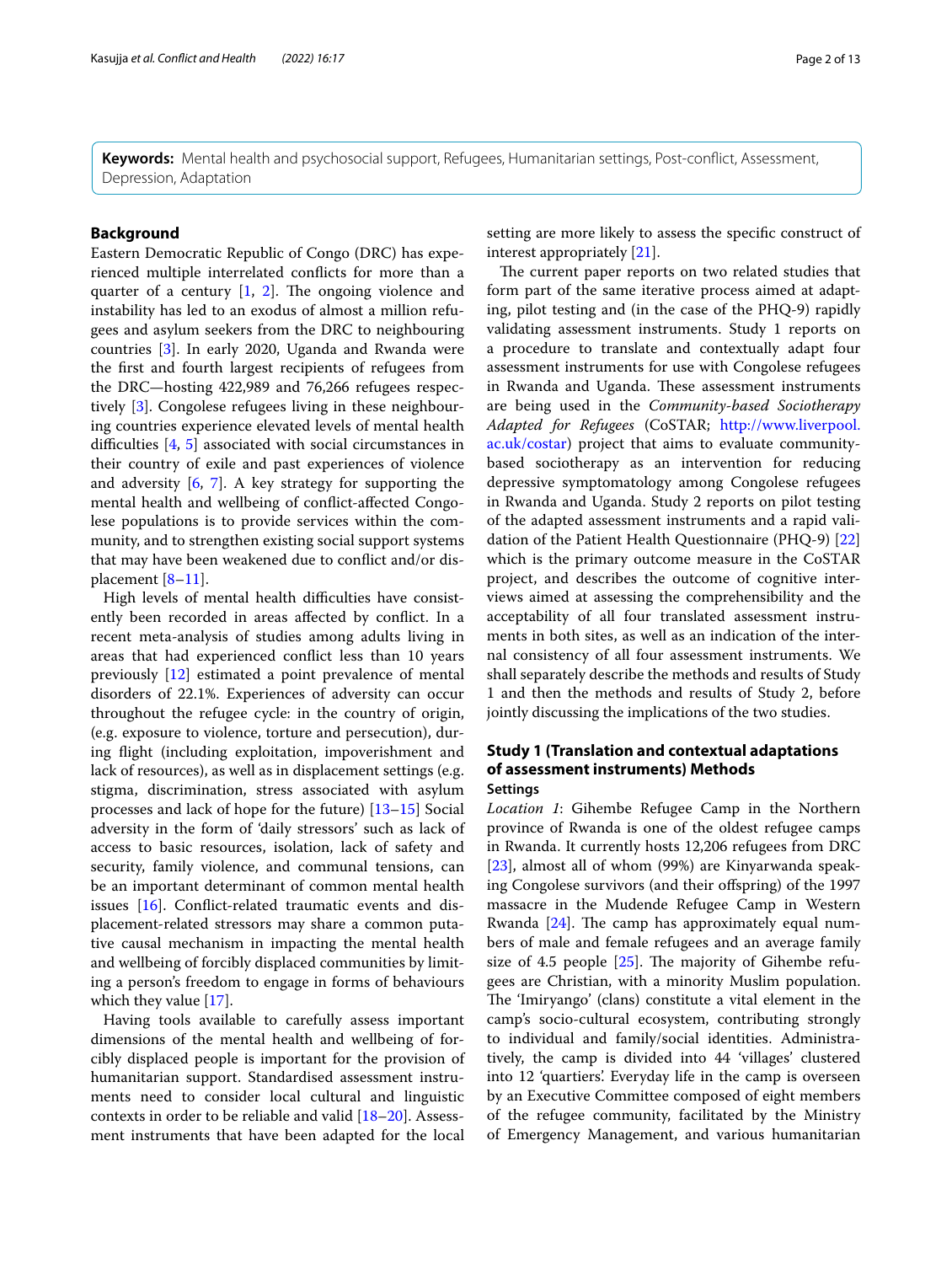**Keywords:** Mental health and psychosocial support, Refugees, Humanitarian settings, Post-conflict, Assessment, Depression, Adaptation

## Background

Eastern Democratic Republic of Congo (DRC) has experienced multiple interrelated conflicts for more than a quarter of a century [1, 2]. The ongoing violence and instability has led to an exodus of almost a million refugees and asylum seekers from the DRC to neighbouring countries [3]. In early 2020, Uganda and Rwanda were the first and fourth largest recipients of refugees from the DRC—hosting 422,989 and 76,266 refugees respectively [3]. Congolese refugees living in these neighbouring countries experience elevated levels of mental health difficulties [4, 5] associated with social circumstances in their country of exile and past experiences of violence and adversity [6, 7]. A key strategy for supporting the mental health and wellbeing of conflict-affected Congolese populations is to provide services within the community, and to strengthen existing social support systems that may have been weakened due to conflict and/or displacement [8–11].

High levels of mental health difficulties have consistently been recorded in areas affected by conflict. In a recent meta-analysis of studies among adults living in areas that had experienced conflict less than 10 years previously [12] estimated a point prevalence of mental disorders of 22.1%. Experiences of adversity can occur throughout the refugee cycle: in the country of origin, (e.g. exposure to violence, torture and persecution), during flight (including exploitation, impoverishment and lack of resources), as well as in displacement settings (e.g. stigma, discrimination, stress associated with asylum processes and lack of hope for the future) [13–15] Social adversity in the form of 'daily stressors' such as lack of access to basic resources, isolation, lack of safety and security, family violence, and communal tensions, can be an important determinant of common mental health issues [16]. Conflict-related traumatic events and displacement-related stressors may share a common putative causal mechanism in impacting the mental health and wellbeing of forcibly displaced communities by limiting a person's freedom to engage in forms of behaviours which they value [17].

Having tools available to carefully assess important dimensions of the mental health and wellbeing of forcibly displaced people is important for the provision of humanitarian support. Standardised assessment instruments need to consider local cultural and linguistic contexts in order to be reliable and valid [18–20]. Assessment instruments that have been adapted for the local setting are more likely to assess the specific construct of interest appropriately [21].

The current paper reports on two related studies that form part of the same iterative process aimed at adapting, pilot testing and (in the case of the PHQ-9) rapidly validating assessment instruments. Study 1 reports on a procedure to translate and contextually adapt four assessment instruments for use with Congolese refugees in Rwanda and Uganda. These assessment instruments are being used in the *Community-based Sociotherapy Adapted for Refugees* (CoSTAR; http://www.liverpool.ac.uk/costar) project that aims to evaluate community-based sociotherapy as an intervention for reducing depressive symptomatology among Congolese refugees in Rwanda and Uganda. Study 2 reports on pilot testing of the adapted assessment instruments and a rapid validation of the Patient Health Questionnaire (PHQ-9) [22] which is the primary outcome measure in the CoSTAR project, and describes the outcome of cognitive interviews aimed at assessing the comprehensibility and the acceptability of all four translated assessment instruments in both sites, as well as an indication of the internal consistency of all four assessment instruments. We shall separately describe the methods and results of Study 1 and then the methods and results of Study 2, before jointly discussing the implications of the two studies.

## Study 1 (Translation and contextual adaptations of assessment instruments) Methods

### Settings

*Location 1*: Gihembe Refugee Camp in the Northern province of Rwanda is one of the oldest refugee camps in Rwanda. It currently hosts 12,206 refugees from DRC [23], almost all of whom (99%) are Kinyarwanda speaking Congolese survivors (and their offspring) of the 1997 massacre in the Mudende Refugee Camp in Western Rwanda [24]. The camp has approximately equal numbers of male and female refugees and an average family size of 4.5 people [25]. The majority of Gihembe refugees are Christian, with a minority Muslim population. The 'Imiryango' (clans) constitute a vital element in the camp's socio-cultural ecosystem, contributing strongly to individual and family/social identities. Administratively, the camp is divided into 44 'villages' clustered into 12 'quarters'. Everyday life in the camp is overseen by an Executive Committee composed of eight members of the refugee community, facilitated by the Ministry of Emergency Management, and various humanitarian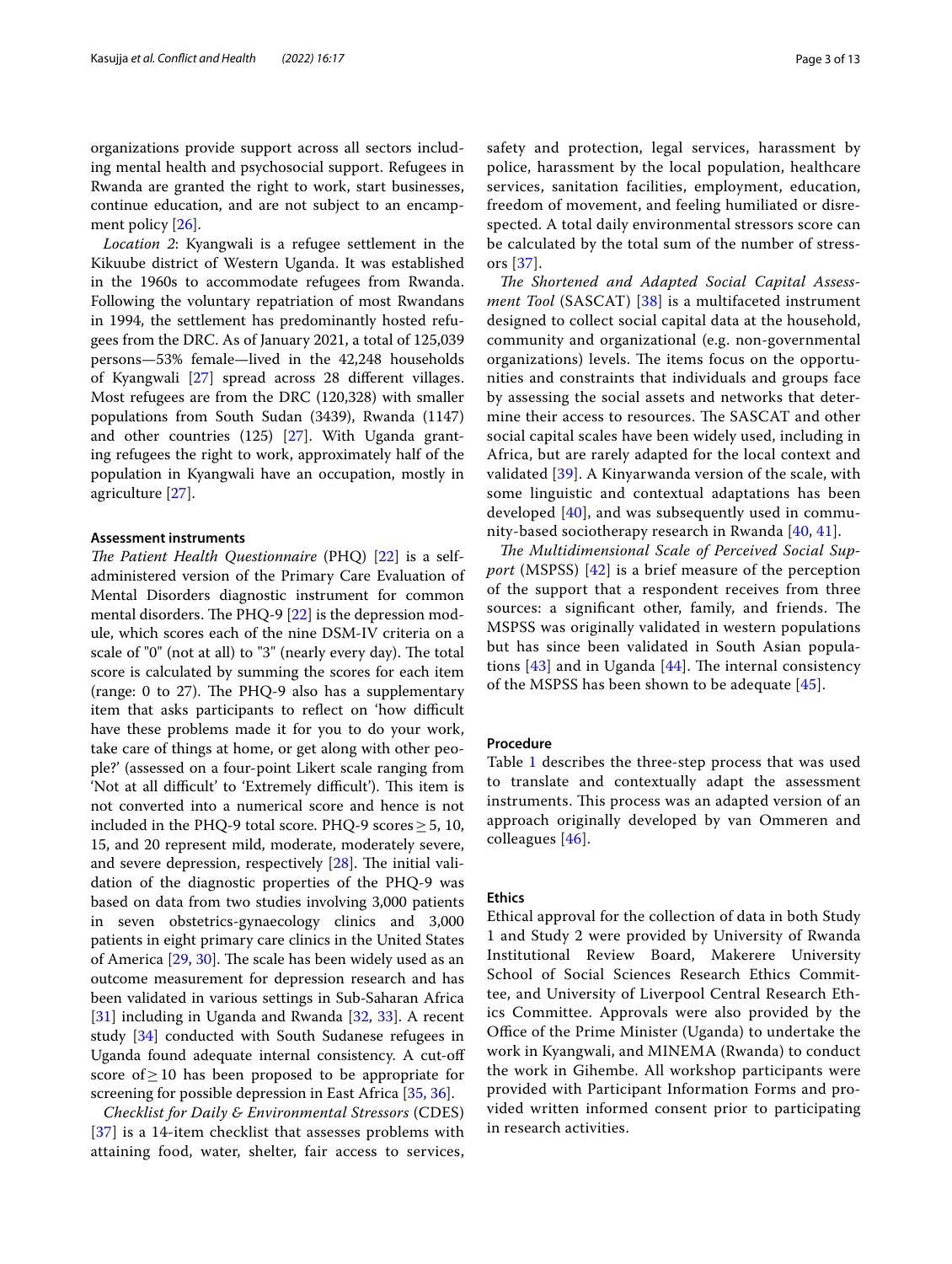organizations provide support across all sectors including mental health and psychosocial support. Refugees in Rwanda are granted the right to work, start businesses, continue education, and are not subject to an encampment policy [26].

*Location 2*: Kyangwali is a refugee settlement in the Kikuube district of Western Uganda. It was established in the 1960s to accommodate refugees from Rwanda. Following the voluntary repatriation of most Rwandans in 1994, the settlement has predominantly hosted refugees from the DRC. As of January 2021, a total of 125,039 persons—53% female—lived in the 42,248 households of Kyangwali [27] spread across 28 different villages. Most refugees are from the DRC (120,328) with smaller populations from South Sudan (3439), Rwanda (1147) and other countries (125) [27]. With Uganda granting refugees the right to work, approximately half of the population in Kyangwali have an occupation, mostly in agriculture [27].

### Assessment instruments

*The Patient Health Questionnaire* (PHQ) [22] is a self-administered version of the Primary Care Evaluation of Mental Disorders diagnostic instrument for common mental disorders. The PHQ-9 [22] is the depression module, which scores each of the nine DSM-IV criteria on a scale of "0" (not at all) to "3" (nearly every day). The total score is calculated by summing the scores for each item (range: 0 to 27). The PHQ-9 also has a supplementary item that asks participants to reflect on 'how difficult have these problems made it for you to do your work, take care of things at home, or get along with other people?' (assessed on a four-point Likert scale ranging from 'Not at all difficult' to 'Extremely difficult'). This item is not converted into a numerical score and hence is not included in the PHQ-9 total score. PHQ-9 scores $\geq 5$, 10, 15, and 20 represent mild, moderate, moderately severe, and severe depression, respectively [28]. The initial validation of the diagnostic properties of the PHQ-9 was based on data from two studies involving 3,000 patients in seven obstetrics-gynaecology clinics and 3,000 patients in eight primary care clinics in the United States of America [29, 30]. The scale has been widely used as an outcome measurement for depression research and has been validated in various settings in Sub-Saharan Africa [31] including in Uganda and Rwanda [32, 33]. A recent study [34] conducted with South Sudanese refugees in Uganda found adequate internal consistency. A cut-off score of $\geq 10$ has been proposed to be appropriate for screening for possible depression in East Africa [35, 36].

*Checklist for Daily & Environmental Stressors* (CDES) [37] is a 14-item checklist that assesses problems with attaining food, water, shelter, fair access to services, safety and protection, legal services, harassment by police, harassment by the local population, healthcare services, sanitation facilities, employment, education, freedom of movement, and feeling humiliated or disrespected. A total daily environmental stressors score can be calculated by the total sum of the number of stressors [37].

*The Shortened and Adapted Social Capital Assessment Tool* (SASCAT) [38] is a multifaceted instrument designed to collect social capital data at the household, community and organizational (e.g. non-governmental organizations) levels. The items focus on the opportunities and constraints that individuals and groups face by assessing the social assets and networks that determine their access to resources. The SASCAT and other social capital scales have been widely used, including in Africa, but are rarely adapted for the local context and validated [39]. A Kinyarwanda version of the scale, with some linguistic and contextual adaptations has been developed [40], and was subsequently used in community-based sociotherapy research in Rwanda [40, 41].

*The Multidimensional Scale of Perceived Social Support* (MSPSS) [42] is a brief measure of the perception of the support that a respondent receives from three sources: a significant other, family, and friends. The MSPSS was originally validated in western populations but has since been validated in South Asian populations [43] and in Uganda [44]. The internal consistency of the MSPSS has been shown to be adequate [45].

### Procedure

Table 1 describes the three-step process that was used to translate and contextually adapt the assessment instruments. This process was an adapted version of an approach originally developed by van Ommeren and colleagues [46].

### Ethics

Ethical approval for the collection of data in both Study 1 and Study 2 were provided by University of Rwanda Institutional Review Board, Makerere University School of Social Sciences Research Ethics Committee, and University of Liverpool Central Research Ethics Committee. Approvals were also provided by the Office of the Prime Minister (Uganda) to undertake the work in Kyangwali, and MINEMA (Rwanda) to conduct the work in Gihembe. All workshop participants were provided with Participant Information Forms and provided written informed consent prior to participating in research activities.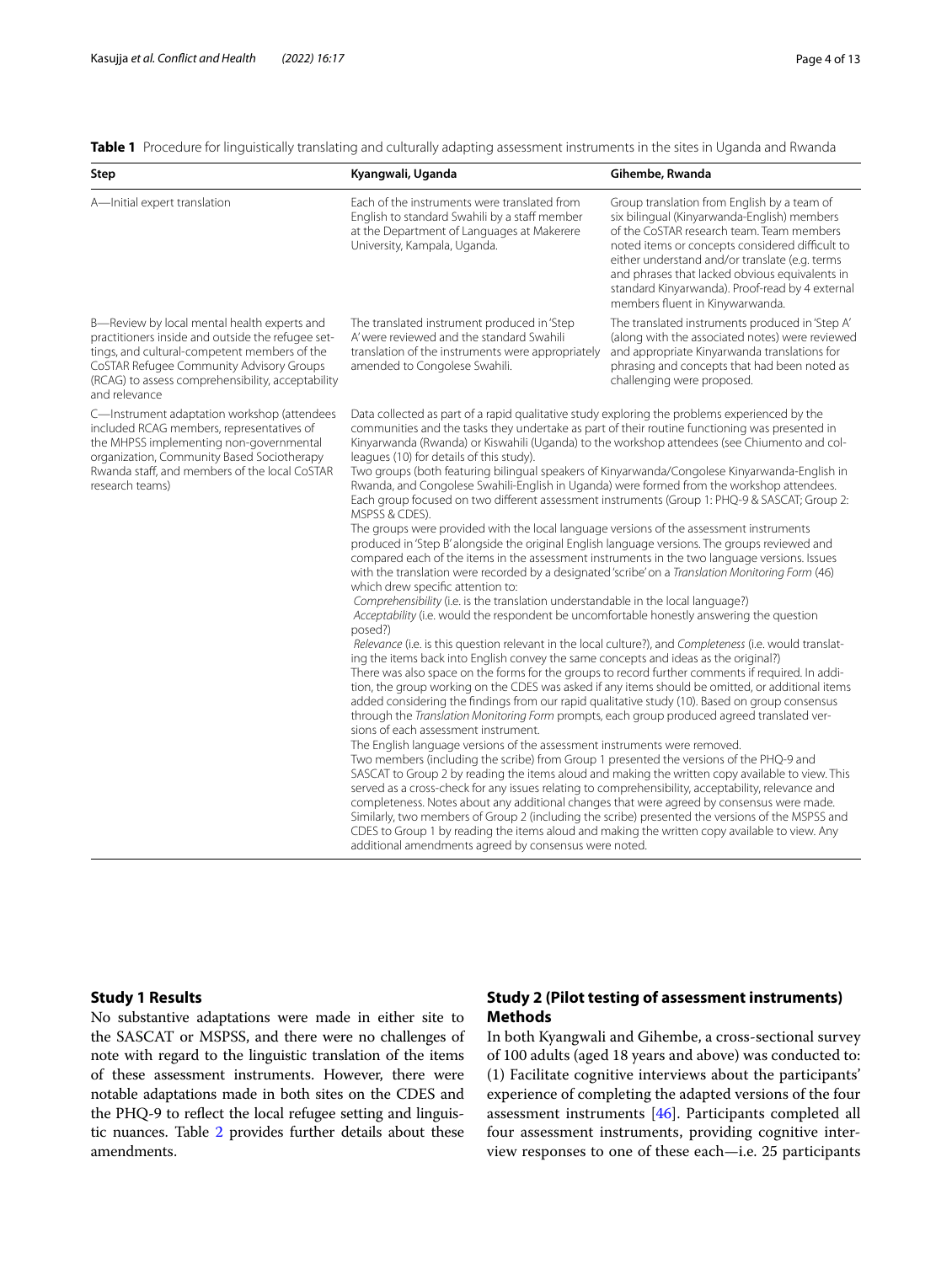**Table 1** Procedure for linguistically translating and culturally adapting assessment instruments in the sites in Uganda and Rwanda

| Step | Kyangwali, Uganda | Gihembe, Rwanda |
|---|---|---|
| A—Initial expert translation | Each of the instruments were translated from English to standard Swahili by a staff member at the Department of Languages at Makerere University, Kampala, Uganda. | Group translation from English by a team of six bilingual (Kinyarwanda-English) members of the CoSTAR research team. Team members noted items or concepts considered difficult to either understand and/or translate (e.g. terms and phrases that lacked obvious equivalents in standard Kinyarwanda). Proof-read by 4 external members fluent in Kinywarwanda. |
| B—Review by local mental health experts and practitioners inside and outside the refugee settings, and cultural-competent members of the CoSTAR Refugee Community Advisory Groups (RCAG) to assess comprehensibility, acceptability and relevance | The translated instrument produced in 'Step A' were reviewed and the standard Swahili translation of the instruments were appropriately amended to Congolese Swahili. | The translated instruments produced in 'Step A' (along with the associated notes) were reviewed and appropriate Kinyarwanda translations for phrasing and concepts that had been noted as challenging were proposed. |
| C—Instrument adaptation workshop (attendees included RCAG members, representatives of the MHPSS implementing non-governmental organization, Community Based Sociotherapy Rwanda staff, and members of the local CoSTAR research teams) | Data collected as part of a rapid qualitative study exploring the problems experienced by the communities and the tasks they undertake as part of their routine functioning was presented in Kinyarwanda (Rwanda) or Kiswahili (Uganda) to the workshop attendees (see Chiumento and colleagues (10) for details of this study).<br>Two groups (both featuring bilingual speakers of Kinyarwanda/Congolese Kinyarwanda-English in Rwanda, and Congolese Swahili-English in Uganda) were formed from the workshop attendees. Each group focused on two different assessment instruments (Group 1: PHQ-9 & SASCAT; Group 2: MSPSS & CDES).<br>The groups were provided with the local language versions of the assessment instruments produced in 'Step B' alongside the original English language versions. The groups reviewed and compared each of the items in the assessment instruments in the two language versions. Issues with the translation were recorded by a designated 'scribe' on a *Translation Monitoring Form* (46) which drew specific attention to:<br>*Comprehensibility* (i.e. is the translation understandable in the local language?)<br>*Acceptability* (i.e. would the respondent be uncomfortable honestly answering the question posed?)<br>*Relevance* (i.e. is this question relevant in the local culture?), and *Completeness* (i.e. would translating the items back into English convey the same concepts and ideas as the original?)<br>There was also space on the forms for the groups to record further comments if required. In addition, the group working on the CDES was asked if any items should be omitted, or additional items added considering the findings from our rapid qualitative study (10). Based on group consensus through the *Translation Monitoring Form* prompts, each group produced agreed translated versions of each assessment instrument.<br>The English language versions of the assessment instruments were removed.<br>Two members (including the scribe) from Group 1 presented the versions of the PHQ-9 and SASCAT to Group 2 by reading the items aloud and making the written copy available to view. This served as a cross-check for any issues relating to comprehensibility, acceptability, relevance and completeness. Notes about any additional changes that were agreed by consensus were made. Similarly, two members of Group 2 (including the scribe) presented the versions of the MSPSS and CDES to Group 1 by reading the items aloud and making the written copy available to view. Any additional amendments agreed by consensus were noted. | |

## Study 1 Results

No substantive adaptations were made in either site to the SASCAT or MSPSS, and there were no challenges of note with regard to the linguistic translation of the items of these assessment instruments. However, there were notable adaptations made in both sites on the CDES and the PHQ-9 to reflect the local refugee setting and linguistic nuances. Table 2 provides further details about these amendments.

## Study 2 (Pilot testing of assessment instruments) Methods

In both Kyangwali and Gihembe, a cross-sectional survey of 100 adults (aged 18 years and above) was conducted to: (1) Facilitate cognitive interviews about the participants' experience of completing the adapted versions of the four assessment instruments [46]. Participants completed all four assessment instruments, providing cognitive interview responses to one of these each—i.e. 25 participants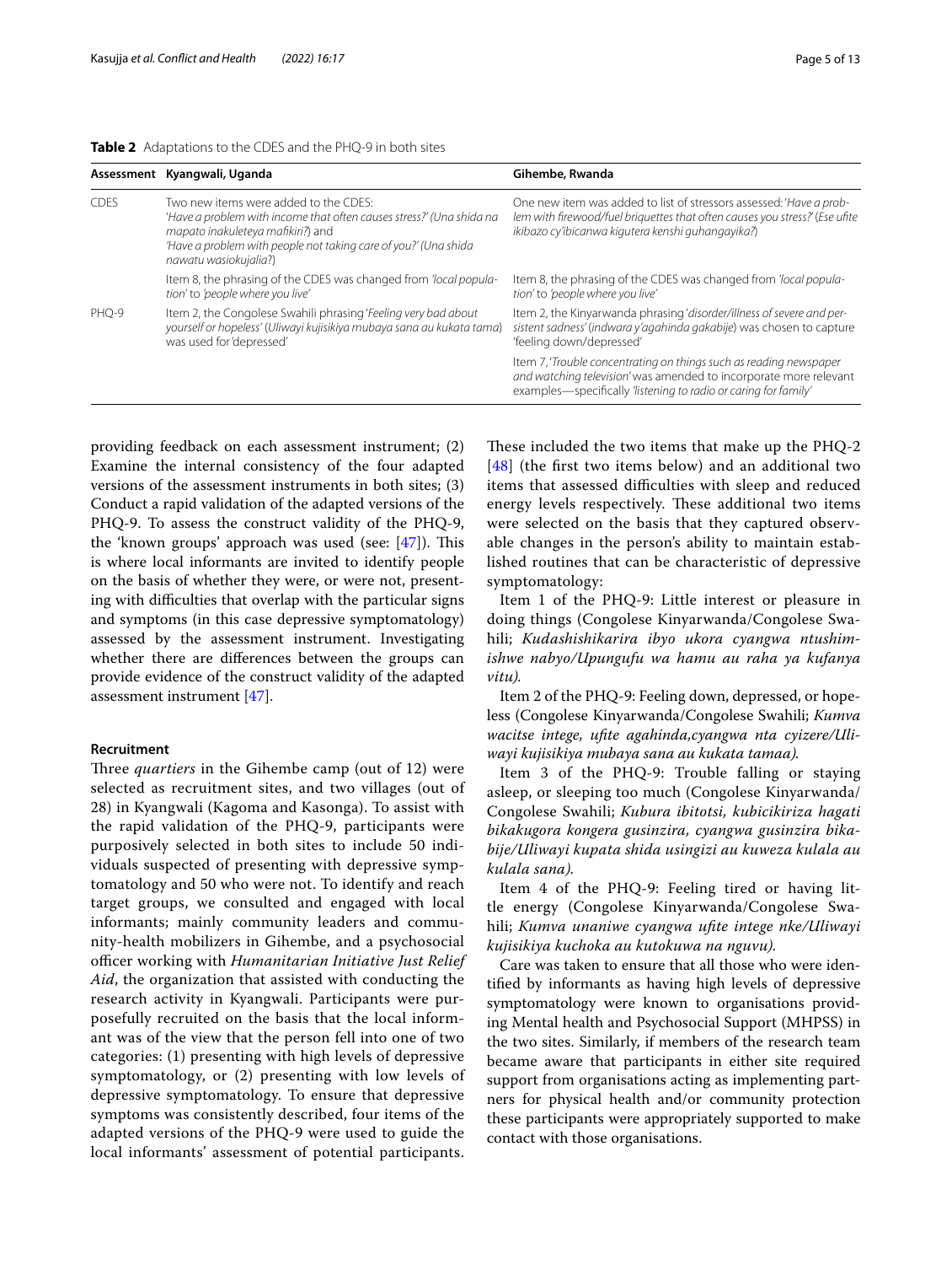**Table 2** Adaptations to the CDES and the PHQ-9 in both sites

| Assessment | Kyangwali, Uganda | Gihembe, Rwanda |
|---|---|---|
| CDES | Two new items were added to the CDES: *'Have a problem with income that often causes stress?' (Una shida na mapato inakuleteya mafikiri?)* and *'Have a problem with people not taking care of you?' (Una shida nawatu wasiokujalia?)* | One new item was added to list of stressors assessed: *'Have a problem with firewood/fuel briquettes that often causes you stress?' (Ese ufite ikibazo cy'ibicanwa kigutera kenshi guhangayika?)* |
| | Item 8, the phrasing of the CDES was changed from *'local population'* to *'people where you live'* | Item 8, the phrasing of the CDES was changed from *'local population'* to *'people where you live'* |
| PHQ-9 | Item 2, the Congolese Swahili phrasing *'Feeling very bad about yourself or hopeless' (Uliwayi kujisikiya mubaya sana au kukata tama)* was used for 'depressed' | Item 2, the Kinyarwanda phrasing *'disorder/illness of severe and persistent sadness' (indwara y'agahinda gakabije)* was chosen to capture 'feeling down/depressed' |
| | | Item 7, *'Trouble concentrating on things such as reading newspaper and watching television'* was amended to incorporate more relevant examples—specifically *'listening to radio or caring for family'* |

providing feedback on each assessment instrument; (2) Examine the internal consistency of the four adapted versions of the assessment instruments in both sites; (3) Conduct a rapid validation of the adapted versions of the PHQ-9. To assess the construct validity of the PHQ-9, the 'known groups' approach was used (see: [47]). This is where local informants are invited to identify people on the basis of whether they were, or were not, presenting with difficulties that overlap with the particular signs and symptoms (in this case depressive symptomatology) assessed by the assessment instrument. Investigating whether there are differences between the groups can provide evidence of the construct validity of the adapted assessment instrument [47].

### Recruitment

Three *quarters* in the Gihembe camp (out of 12) were selected as recruitment sites, and two villages (out of 28) in Kyangwali (Kagoma and Kasonga). To assist with the rapid validation of the PHQ-9, participants were purposively selected in both sites to include 50 individuals suspected of presenting with depressive symptomatology and 50 who were not. To identify and reach target groups, we consulted and engaged with local informants; mainly community leaders and community-health mobilizers in Gihembe, and a psychosocial officer working with *Humanitarian Initiative Just Relief Aid*, the organization that assisted with conducting the research activity in Kyangwali. Participants were purposefully recruited on the basis that the local informant was of the view that the person fell into one of two categories: (1) presenting with high levels of depressive symptomatology, or (2) presenting with low levels of depressive symptomatology. To ensure that depressive symptoms was consistently described, four items of the adapted versions of the PHQ-9 were used to guide the local informants' assessment of potential participants. These included the two items that make up the PHQ-2 [48] (the first two items below) and an additional two items that assessed difficulties with sleep and reduced energy levels respectively. These additional two items were selected on the basis that they captured observable changes in the person's ability to maintain established routines that can be characteristic of depressive symptomatology:

Item 1 of the PHQ-9: Little interest or pleasure in doing things (Congolese Kinyarwanda/Congolese Swahili; *Kudashishikarira ibyo ukora cyangwa ntushimishwe nabyo/Upungufu wa hamu au raha ya kufanya vitu).*

Item 2 of the PHQ-9: Feeling down, depressed, or hopeless (Congolese Kinyarwanda/Congolese Swahili; *Kumva wacitse intege, ufite agahinda,cyangwa nta cyizere/Uliwayi kujisikiya mubaya sana au kukata tamaa).*

Item 3 of the PHQ-9: Trouble falling or staying asleep, or sleeping too much (Congolese Kinyarwanda/Congolese Swahili; *Kubura ibitotsi, kubicikiriza hagati bikakugora kongera gusinzira, cyangwa gusinzira bikabije/Uliwayi kupata shida usingizi au kuweza kulala au kulala sana).*

Item 4 of the PHQ-9: Feeling tired or having little energy (Congolese Kinyarwanda/Congolese Swahili; *Kumva unaniwe cyangwa ufite intege nke/Uliwayi kujisikiya kuchoka au kutokuwa na nguvu).*

Care was taken to ensure that all those who were identified by informants as having high levels of depressive symptomatology were known to organisations providing Mental health and Psychosocial Support (MHPSS) in the two sites. Similarly, if members of the research team became aware that participants in either site required support from organisations acting as implementing partners for physical health and/or community protection these participants were appropriately supported to make contact with those organisations.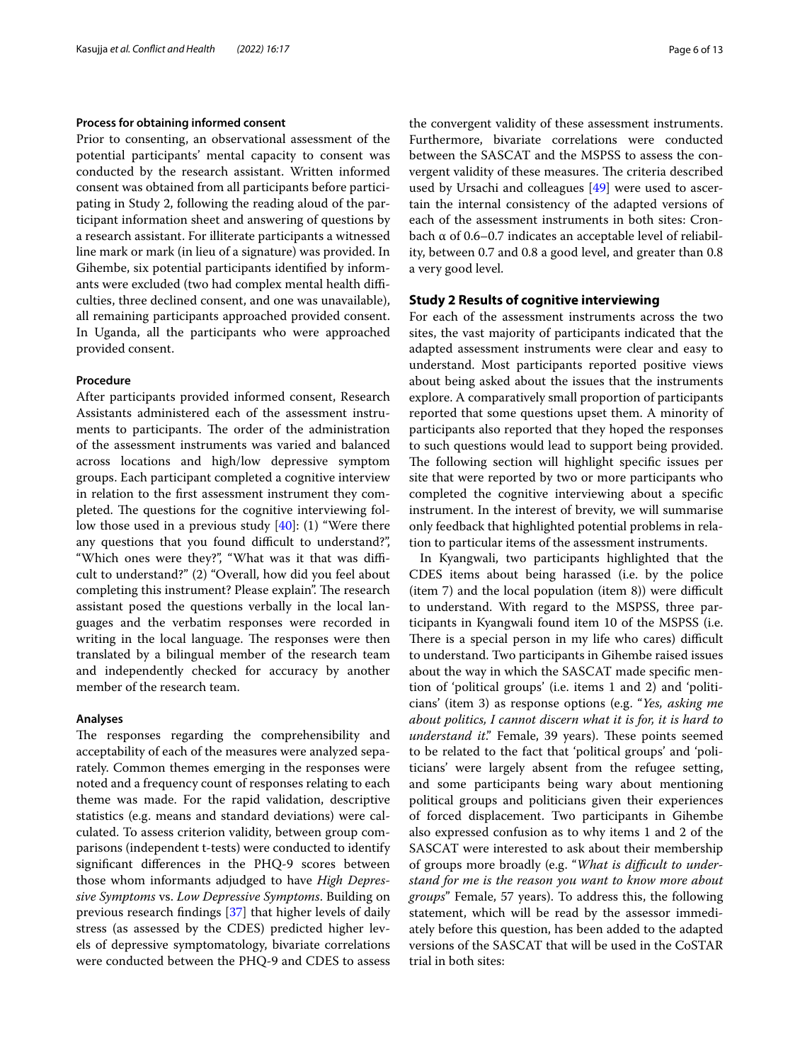#### Process for obtaining informed consent

Prior to consenting, an observational assessment of the potential participants' mental capacity to consent was conducted by the research assistant. Written informed consent was obtained from all participants before participating in Study 2, following the reading aloud of the participant information sheet and answering of questions by a research assistant. For illiterate participants a witnessed line mark or mark (in lieu of a signature) was provided. In Gihembe, six potential participants identified by informants were excluded (two had complex mental health difficulties, three declined consent, and one was unavailable), all remaining participants approached provided consent. In Uganda, all the participants who were approached provided consent.

#### Procedure

After participants provided informed consent, Research Assistants administered each of the assessment instruments to participants. The order of the administration of the assessment instruments was varied and balanced across locations and high/low depressive symptom groups. Each participant completed a cognitive interview in relation to the first assessment instrument they completed. The questions for the cognitive interviewing follow those used in a previous study [40]: (1) "Were there any questions that you found difficult to understand?", "Which ones were they?", "What was it that was difficult to understand?" (2) "Overall, how did you feel about completing this instrument? Please explain". The research assistant posed the questions verbally in the local languages and the verbatim responses were recorded in writing in the local language. The responses were then translated by a bilingual member of the research team and independently checked for accuracy by another member of the research team.

#### Analyses

The responses regarding the comprehensibility and acceptability of each of the measures were analyzed separately. Common themes emerging in the responses were noted and a frequency count of responses relating to each theme was made. For the rapid validation, descriptive statistics (e.g. means and standard deviations) were calculated. To assess criterion validity, between group comparisons (independent t-tests) were conducted to identify significant differences in the PHQ-9 scores between those whom informants adjudged to have *High Depressive Symptoms* vs. *Low Depressive Symptoms*. Building on previous research findings [37] that higher levels of daily stress (as assessed by the CDES) predicted higher levels of depressive symptomatology, bivariate correlations were conducted between the PHQ-9 and CDES to assess the convergent validity of these assessment instruments. Furthermore, bivariate correlations were conducted between the SASCAT and the MSPSS to assess the convergent validity of these measures. The criteria described used by Ursachi and colleagues [49] were used to ascertain the internal consistency of the adapted versions of each of the assessment instruments in both sites: Cronbach α of 0.6–0.7 indicates an acceptable level of reliability, between 0.7 and 0.8 a good level, and greater than 0.8 a very good level.

### Study 2 Results of cognitive interviewing

For each of the assessment instruments across the two sites, the vast majority of participants indicated that the adapted assessment instruments were clear and easy to understand. Most participants reported positive views about being asked about the issues that the instruments explore. A comparatively small proportion of participants reported that some questions upset them. A minority of participants also reported that they hoped the responses to such questions would lead to support being provided. The following section will highlight specific issues per site that were reported by two or more participants who completed the cognitive interviewing about a specific instrument. In the interest of brevity, we will summarise only feedback that highlighted potential problems in relation to particular items of the assessment instruments.

In Kyangwali, two participants highlighted that the CDES items about being harassed (i.e. by the police (item 7) and the local population (item 8)) were difficult to understand. With regard to the MSPSS, three participants in Kyangwali found item 10 of the MSPSS (i.e. There is a special person in my life who cares) difficult to understand. Two participants in Gihembe raised issues about the way in which the SASCAT made specific mention of 'political groups' (i.e. items 1 and 2) and 'politicians' (item 3) as response options (e.g. "*Yes, asking me about politics, I cannot discern what it is for, it is hard to understand it*." Female, 39 years). These points seemed to be related to the fact that 'political groups' and 'politicians' were largely absent from the refugee setting, and some participants being wary about mentioning political groups and politicians given their experiences of forced displacement. Two participants in Gihembe also expressed confusion as to why items 1 and 2 of the SASCAT were interested to ask about their membership of groups more broadly (e.g. "*What is difficult to understand for me is the reason you want to know more about groups*" Female, 57 years). To address this, the following statement, which will be read by the assessor immediately before this question, has been added to the adapted versions of the SASCAT that will be used in the CoSTAR trial in both sites: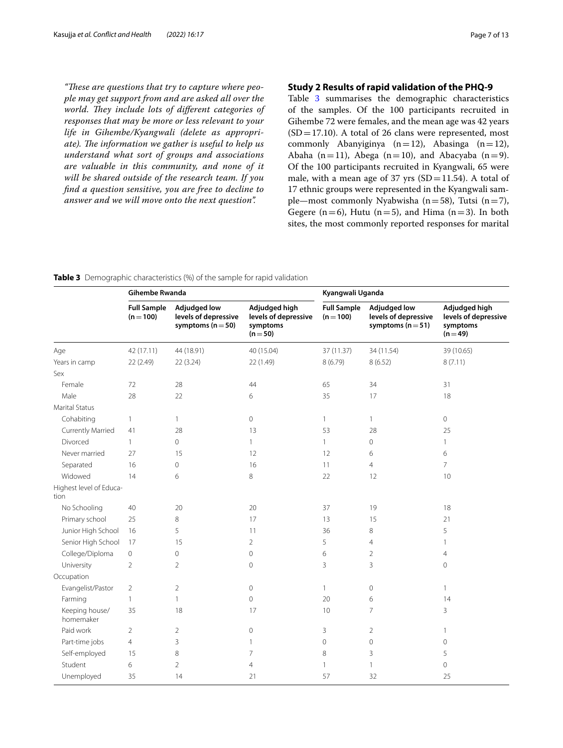*"These are questions that try to capture where people may get support from and are asked all over the world. They include lots of different categories of responses that may be more or less relevant to your life in Gihembe/Kyangwali (delete as appropriate). The information we gather is useful to help us understand what sort of groups and associations are valuable in this community, and none of it will be shared outside of the research team. If you find a question sensitive, you are free to decline to answer and we will move onto the next question".*

## Study 2 Results of rapid validation of the PHQ-9

Table 3 summarises the demographic characteristics of the samples. Of the 100 participants recruited in Gihembe 72 were females, and the mean age was 42 years (SD = 17.10). A total of 26 clans were represented, most commonly Abanyiginya (n = 12), Abasinga (n = 12), Abaha (n = 11), Abega (n = 10), and Abacyaba (n = 9). Of the 100 participants recruited in Kyangwali, 65 were male, with a mean age of 37 yrs (SD = 11.54). A total of 17 ethnic groups were represented in the Kyangwali sample—most commonly Nyabwisha (n = 58), Tutsi (n = 7), Gegere (n = 6), Hutu (n = 5), and Hima (n = 3). In both sites, the most commonly reported responses for marital

**Table 3** Demographic characteristics (%) of the sample for rapid validation

| | Gihembe Rwanda | | | Kyangwali Uganda | | |
|---|---|---|---|---|---|---|
| | **Full Sample (n = 100)** | **Adjudged low levels of depressive symptoms (n = 50)** | **Adjudged high levels of depressive symptoms (n = 50)** | **Full Sample (n = 100)** | **Adjudged low levels of depressive symptoms (n = 51)** | **Adjudged high levels of depressive symptoms (n = 49)** |
| Age | 42 (17.11) | 44 (18.91) | 40 (15.04) | 37 (11.37) | 34 (11.54) | 39 (10.65) |
| Years in camp | 22 (2.49) | 22 (3.24) | 22 (1.49) | 8 (6.79) | 8 (6.52) | 8 (7.11) |
| Sex | | | | | | |
| Female | 72 | 28 | 44 | 65 | 34 | 31 |
| Male | 28 | 22 | 6 | 35 | 17 | 18 |
| Marital Status | | | | | | |
| Cohabiting | 1 | 1 | 0 | 1 | 1 | 0 |
| Currently Married | 41 | 28 | 13 | 53 | 28 | 25 |
| Divorced | 1 | 0 | 1 | 1 | 0 | 1 |
| Never married | 27 | 15 | 12 | 12 | 6 | 6 |
| Separated | 16 | 0 | 16 | 11 | 4 | 7 |
| Widowed | 14 | 6 | 8 | 22 | 12 | 10 |
| Highest level of Education | | | | | | |
| No Schooling | 40 | 20 | 20 | 37 | 19 | 18 |
| Primary school | 25 | 8 | 17 | 13 | 15 | 21 |
| Junior High School | 16 | 5 | 11 | 36 | 8 | 5 |
| Senior High School | 17 | 15 | 2 | 5 | 4 | 1 |
| College/Diploma | 0 | 0 | 0 | 6 | 2 | 4 |
| University | 2 | 2 | 0 | 3 | 3 | 0 |
| Occupation | | | | | | |
| Evangelist/Pastor | 2 | 2 | 0 | 1 | 0 | 1 |
| Farming | 1 | 1 | 0 | 20 | 6 | 14 |
| Keeping house/ homemaker | 35 | 18 | 17 | 10 | 7 | 3 |
| Paid work | 2 | 2 | 0 | 3 | 2 | 1 |
| Part-time jobs | 4 | 3 | 1 | 0 | 0 | 0 |
| Self-employed | 15 | 8 | 7 | 8 | 3 | 5 |
| Student | 6 | 2 | 4 | 1 | 1 | 0 |
| Unemployed | 35 | 14 | 21 | 57 | 32 | 25 |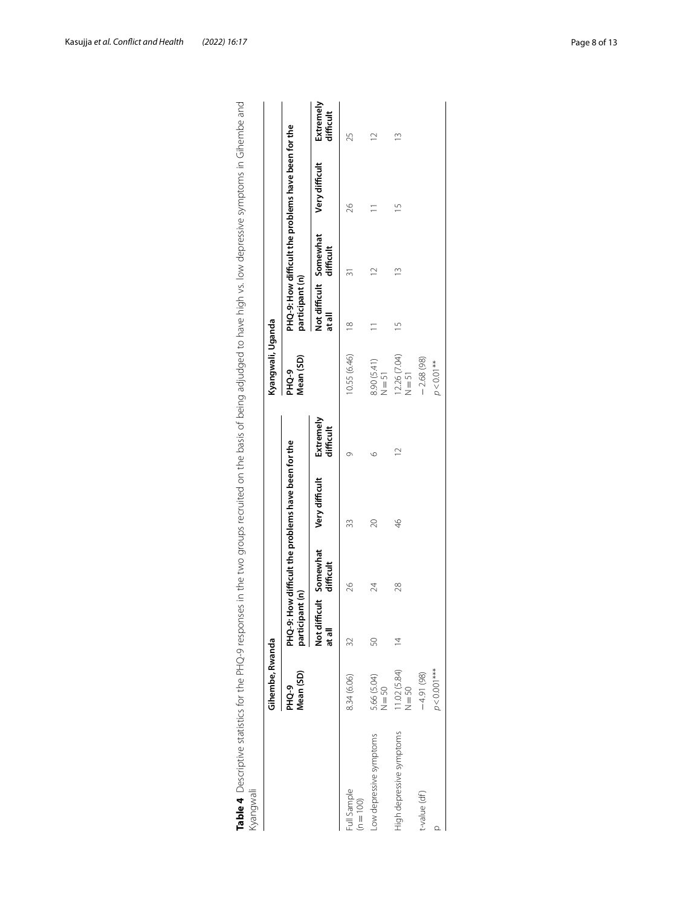**Table 4** Descriptive statistics for the PHQ-9 responses in the two groups recruited on the basis of being adjudged to have high vs. low depressive symptoms in Gihembe and Kyangwali

| | Gihembe, Rwanda | | | | | Kyangwali, Uganda | | | | |
|---|---|---|---|---|---|---|---|---|---|---|
| | PHQ-9 Mean (SD) | PHQ-9: How difficult the problems have been for the participant (n) | | | | PHQ-9 Mean (SD) | PHQ-9: How difficult the problems have been for the participant (n) | | | |
| | | Not difficult at all | Somewhat difficult | Very difficult | Extremely difficult | | Not difficult at all | Somewhat difficult | Very difficult | Extremely difficult |
| Full Sample (n = 100) | 8.34 (6.06) | 32 | 26 | 33 | 9 | 10.55 (6.46) | 18 | 31 | 26 | 25 |
| Low depressive symptoms | 5.66 (5.04) N = 50 | 50 | 24 | 20 | 6 | 8.90 (5.41) N = 51 | 11 | 12 | 11 | 12 |
| High depressive symptoms | 11.02 (5.84) N = 50 | 14 | 28 | 46 | 12 | 12.26 (7.04) N = 51 | 15 | 13 | 15 | 13 |
| t-value (df) | −4.91 (98) | | | | | −2.68 (98) | | | | |
| p | $p < 0.001$*** | | | | | $p < 0.01$** | | | | |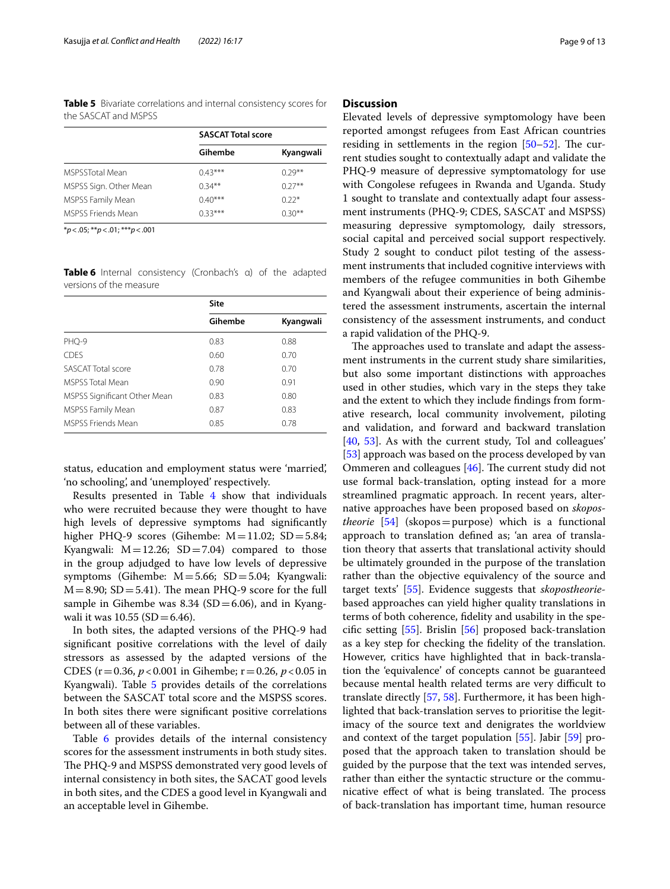**Table 5** Bivariate correlations and internal consistency scores for the SASCAT and MSPSS

| | SASCAT Total score | |
|---|---|---|
| | Gihembe | Kyangwali |
| MSPSSTotal Mean | 0.43*** | 0.29** |
| MSPSS Sign. Other Mean | 0.34** | 0.27** |
| MSPSS Family Mean | 0.40*** | 0.22* |
| MSPSS Friends Mean | 0.33*** | 0.30** |

*$p<.05$; **$p<.01$; ***$p<.001$

**Table 6** Internal consistency (Cronbach's α) of the adapted versions of the measure

| | Site | |
|---|---|---|
| | Gihembe | Kyangwali |
| PHQ-9 | 0.83 | 0.88 |
| CDES | 0.60 | 0.70 |
| SASCAT Total score | 0.78 | 0.70 |
| MSPSS Total Mean | 0.90 | 0.91 |
| MSPSS Significant Other Mean | 0.83 | 0.80 |
| MSPSS Family Mean | 0.87 | 0.83 |
| MSPSS Friends Mean | 0.85 | 0.78 |

status, education and employment status were 'married', 'no schooling', and 'unemployed' respectively.

Results presented in Table 4 show that individuals who were recruited because they were thought to have high levels of depressive symptoms had significantly higher PHQ-9 scores (Gihembe: $M=11.02$; $SD=5.84$; Kyangwali: $M=12.26$; $SD=7.04$) compared to those in the group adjudged to have low levels of depressive symptoms (Gihembe: $M=5.66$; $SD=5.04$; Kyangwali: $M=8.90$; $SD=5.41$). The mean PHQ-9 score for the full sample in Gihembe was 8.34 ($SD=6.06$), and in Kyangwali it was 10.55 ($SD=6.46$).

In both sites, the adapted versions of the PHQ-9 had significant positive correlations with the level of daily stressors as assessed by the adapted versions of the CDES ($r=0.36$, $p<0.001$ in Gihembe; $r=0.26$, $p<0.05$ in Kyangwali). Table 5 provides details of the correlations between the SASCAT total score and the MSPSS scores. In both sites there were significant positive correlations between all of these variables.

Table 6 provides details of the internal consistency scores for the assessment instruments in both study sites. The PHQ-9 and MSPSS demonstrated very good levels of internal consistency in both sites, the SACAT good levels in both sites, and the CDES a good level in Kyangwali and an acceptable level in Gihembe.

## Discussion

Elevated levels of depressive symptomology have been reported amongst refugees from East African countries residing in settlements in the region [50–52]. The current studies sought to contextually adapt and validate the PHQ-9 measure of depressive symptomatology for use with Congolese refugees in Rwanda and Uganda. Study 1 sought to translate and contextually adapt four assessment instruments (PHQ-9; CDES, SASCAT and MSPSS) measuring depressive symptomology, daily stressors, social capital and perceived social support respectively. Study 2 sought to conduct pilot testing of the assessment instruments that included cognitive interviews with members of the refugee communities in both Gihembe and Kyangwali about their experience of being administered the assessment instruments, ascertain the internal consistency of the assessment instruments, and conduct a rapid validation of the PHQ-9.

The approaches used to translate and adapt the assessment instruments in the current study share similarities, but also some important distinctions with approaches used in other studies, which vary in the steps they take and the extent to which they include findings from formative research, local community involvement, piloting and validation, and forward and backward translation [40, 53]. As with the current study, Tol and colleagues' [53] approach was based on the process developed by van Ommeren and colleagues [46]. The current study did not use formal back-translation, opting instead for a more streamlined pragmatic approach. In recent years, alternative approaches have been proposed based on *skopostheorie* [54] (skopos = purpose) which is a functional approach to translation defined as; 'an area of translation theory that asserts that translational activity should be ultimately grounded in the purpose of the translation rather than the objective equivalency of the source and target texts' [55]. Evidence suggests that *skopostheorie*-based approaches can yield higher quality translations in terms of both coherence, fidelity and usability in the specific setting [55]. Brislin [56] proposed back-translation as a key step for checking the fidelity of the translation. However, critics have highlighted that in back-translation the 'equivalence' of concepts cannot be guaranteed because mental health related terms are very difficult to translate directly [57, 58]. Furthermore, it has been highlighted that back-translation serves to prioritise the legitimacy of the source text and denigrates the worldview and context of the target population [55]. Jabir [59] proposed that the approach taken to translation should be guided by the purpose that the text was intended serves, rather than either the syntactic structure or the communicative effect of what is being translated. The process of back-translation has important time, human resource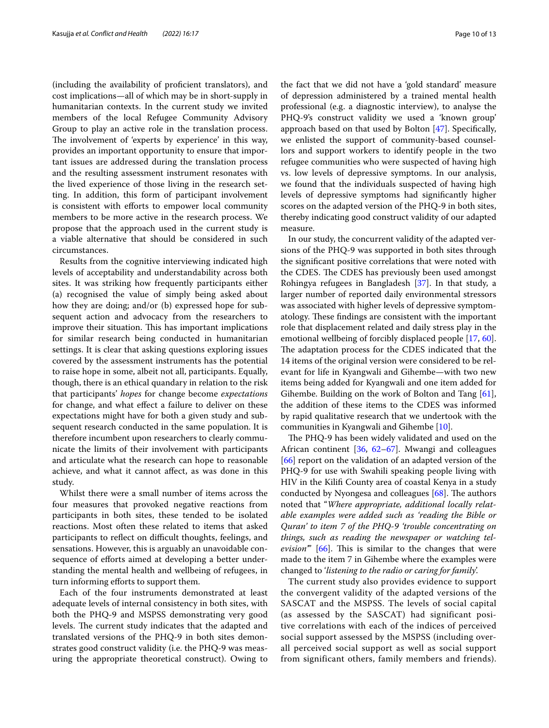(including the availability of proficient translators), and cost implications—all of which may be in short-supply in humanitarian contexts. In the current study we invited members of the local Refugee Community Advisory Group to play an active role in the translation process. The involvement of 'experts by experience' in this way, provides an important opportunity to ensure that important issues are addressed during the translation process and the resulting assessment instrument resonates with the lived experience of those living in the research setting. In addition, this form of participant involvement is consistent with efforts to empower local community members to be more active in the research process. We propose that the approach used in the current study is a viable alternative that should be considered in such circumstances.

Results from the cognitive interviewing indicated high levels of acceptability and understandability across both sites. It was striking how frequently participants either (a) recognised the value of simply being asked about how they are doing; and/or (b) expressed hope for subsequent action and advocacy from the researchers to improve their situation. This has important implications for similar research being conducted in humanitarian settings. It is clear that asking questions exploring issues covered by the assessment instruments has the potential to raise hope in some, albeit not all, participants. Equally, though, there is an ethical quandary in relation to the risk that participants' *hopes* for change become *expectations* for change, and what effect a failure to deliver on these expectations might have for both a given study and subsequent research conducted in the same population. It is therefore incumbent upon researchers to clearly communicate the limits of their involvement with participants and articulate what the research can hope to reasonable achieve, and what it cannot affect, as was done in this study.

Whilst there were a small number of items across the four measures that provoked negative reactions from participants in both sites, these tended to be isolated reactions. Most often these related to items that asked participants to reflect on difficult thoughts, feelings, and sensations. However, this is arguably an unavoidable consequence of efforts aimed at developing a better understanding the mental health and wellbeing of refugees, in turn informing efforts to support them.

Each of the four instruments demonstrated at least adequate levels of internal consistency in both sites, with both the PHQ-9 and MSPSS demonstrating very good levels. The current study indicates that the adapted and translated versions of the PHQ-9 in both sites demonstrates good construct validity (i.e. the PHQ-9 was measuring the appropriate theoretical construct). Owing to the fact that we did not have a 'gold standard' measure of depression administered by a trained mental health professional (e.g. a diagnostic interview), to analyse the PHQ-9's construct validity we used a 'known group' approach based on that used by Bolton [47]. Specifically, we enlisted the support of community-based counsellors and support workers to identify people in the two refugee communities who were suspected of having high vs. low levels of depressive symptoms. In our analysis, we found that the individuals suspected of having high levels of depressive symptoms had significantly higher scores on the adapted version of the PHQ-9 in both sites, thereby indicating good construct validity of our adapted measure.

In our study, the concurrent validity of the adapted versions of the PHQ-9 was supported in both sites through the significant positive correlations that were noted with the CDES. The CDES has previously been used amongst Rohingya refugees in Bangladesh [37]. In that study, a larger number of reported daily environmental stressors was associated with higher levels of depressive symptomatology. These findings are consistent with the important role that displacement related and daily stress play in the emotional wellbeing of forcibly displaced people [17, 60]. The adaptation process for the CDES indicated that the 14 items of the original version were considered to be relevant for life in Kyangwali and Gihembe—with two new items being added for Kyangwali and one item added for Gihembe. Building on the work of Bolton and Tang [61], the addition of these items to the CDES was informed by rapid qualitative research that we undertook with the communities in Kyangwali and Gihembe [10].

The PHQ-9 has been widely validated and used on the African continent [36, 62–67]. Mwangi and colleagues [66] report on the validation of an adapted version of the PHQ-9 for use with Swahili speaking people living with HIV in the Kilifi County area of coastal Kenya in a study conducted by Nyongesa and colleagues [68]. The authors noted that "*Where appropriate, additional locally relatable examples were added such as 'reading the Bible or Quran' to item 7 of the PHQ-9 'trouble concentrating on things, such as reading the newspaper or watching television'*" [66]. This is similar to the changes that were made to the item 7 in Gihembe where the examples were changed to '*listening to the radio or caring for family*'.

The current study also provides evidence to support the convergent validity of the adapted versions of the SASCAT and the MSPSS. The levels of social capital (as assessed by the SASCAT) had significant positive correlations with each of the indices of perceived social support assessed by the MSPSS (including overall perceived social support as well as social support from significant others, family members and friends).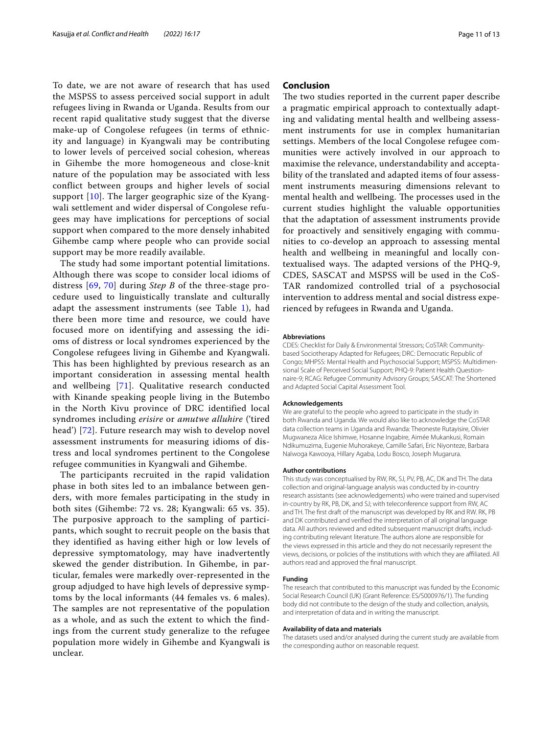To date, we are not aware of research that has used the MSPSS to assess perceived social support in adult refugees living in Rwanda or Uganda. Results from our recent rapid qualitative study suggest that the diverse make-up of Congolese refugees (in terms of ethnicity and language) in Kyangwali may be contributing to lower levels of perceived social cohesion, whereas in Gihembe the more homogeneous and close-knit nature of the population may be associated with less conflict between groups and higher levels of social support [10]. The larger geographic size of the Kyangwali settlement and wider dispersal of Congolese refugees may have implications for perceptions of social support when compared to the more densely inhabited Gihembe camp where people who can provide social support may be more readily available.

The study had some important potential limitations. Although there was scope to consider local idioms of distress [69, 70] during *Step B* of the three-stage procedure used to linguistically translate and culturally adapt the assessment instruments (see Table 1), had there been more time and resource, we could have focused more on identifying and assessing the idioms of distress or local syndromes experienced by the Congolese refugees living in Gihembe and Kyangwali. This has been highlighted by previous research as an important consideration in assessing mental health and wellbeing [71]. Qualitative research conducted with Kinande speaking people living in the Butembo in the North Kivu province of DRC identified local syndromes including *erisire* or *amutwe alluhire* ('tired head') [72]. Future research may wish to develop novel assessment instruments for measuring idioms of distress and local syndromes pertinent to the Congolese refugee communities in Kyangwali and Gihembe.

The participants recruited in the rapid validation phase in both sites led to an imbalance between genders, with more females participating in the study in both sites (Gihembe: 72 vs. 28; Kyangwali: 65 vs. 35). The purposive approach to the sampling of participants, which sought to recruit people on the basis that they identified as having either high or low levels of depressive symptomatology, may have inadvertently skewed the gender distribution. In Gihembe, in particular, females were markedly over-represented in the group adjudged to have high levels of depressive symptoms by the local informants (44 females vs. 6 males). The samples are not representative of the population as a whole, and as such the extent to which the findings from the current study generalize to the refugee population more widely in Gihembe and Kyangwali is unclear.

## Conclusion

The two studies reported in the current paper describe a pragmatic empirical approach to contextually adapting and validating mental health and wellbeing assessment instruments for use in complex humanitarian settings. Members of the local Congolese refugee communities were actively involved in our approach to maximise the relevance, understandability and acceptability of the translated and adapted items of four assessment instruments measuring dimensions relevant to mental health and wellbeing. The processes used in the current studies highlight the valuable opportunities that the adaptation of assessment instruments provide for proactively and sensitively engaging with communities to co-develop an approach to assessing mental health and wellbeing in meaningful and locally contextualised ways. The adapted versions of the PHQ-9, CDES, SASCAT and MSPSS will be used in the CoSTAR randomized controlled trial of a psychosocial intervention to address mental and social distress experienced by refugees in Rwanda and Uganda.

#### Abbreviations

CDES: Checklist for Daily & Environmental Stressors; CoSTAR: Community-based Sociotherapy Adapted for Refugees; DRC: Democratic Republic of Congo; MHPSS: Mental Health and Psychosocial Support; MSPSS: Multidimensional Scale of Perceived Social Support; PHQ-9: Patient Health Questionnaire-9; RCAG: Refugee Community Advisory Groups; SASCAT: The Shortened and Adapted Social Capital Assessment Tool.

#### Acknowledgements

We are grateful to the people who agreed to participate in the study in both Rwanda and Uganda. We would also like to acknowledge the CoSTAR data collection teams in Uganda and Rwanda: Theoneste Rutayisire, Olivier Mugwaneza Alice Ishimwe, Hosanne Ingabire, Aimée Mukankusi, Romain Ndikumuzima, Eugenie Muhorakeye, Camille Safari, Eric Niyonteze, Barbara Nalwoga Kawooya, Hillary Agaba, Lodu Bosco, Joseph Mugarura.

#### Author contributions

This study was conceptualised by RW, RK, SJ, PV, PB, AC, DK and TH. The data collection and original-language analysis was conducted by in-country research assistants (see acknowledgements) who were trained and supervised in-country by RK, PB, DK, and SJ; with teleconference support from RW, AC and TH. The first draft of the manuscript was developed by RK and RW. RK, PB and DK contributed and verified the interpretation of all original language data. All authors reviewed and edited subsequent manuscript drafts, including contributing relevant literature. The authors alone are responsible for the views expressed in this article and they do not necessarily represent the views, decisions, or policies of the institutions with which they are affiliated. All authors read and approved the final manuscript.

#### Funding

The research that contributed to this manuscript was funded by the Economic Social Research Council (UK) (Grant Reference: ES/S000976/1). The funding body did not contribute to the design of the study and collection, analysis, and interpretation of data and in writing the manuscript.

#### Availability of data and materials

The datasets used and/or analysed during the current study are available from the corresponding author on reasonable request.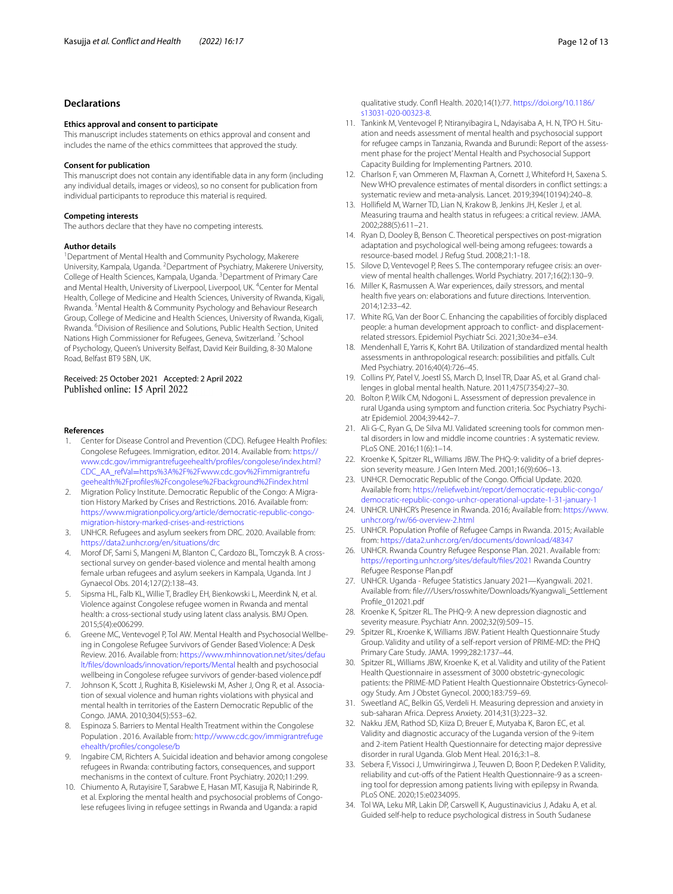## Declarations

### Ethics approval and consent to participate

This manuscript includes statements on ethics approval and consent and includes the name of the ethics committees that approved the study.

### Consent for publication

This manuscript does not contain any identifiable data in any form (including any individual details, images or videos), so no consent for publication from individual participants to reproduce this material is required.

### Competing interests

The authors declare that they have no competing interests.

### Author details

[1]Department of Mental Health and Community Psychology, Makerere University, Kampala, Uganda. [2]Department of Psychiatry, Makerere University, College of Health Sciences, Kampala, Uganda. [3]Department of Primary Care and Mental Health, University of Liverpool, Liverpool, UK. [4]Center for Mental Health, College of Medicine and Health Sciences, University of Rwanda, Kigali, Rwanda. [5]Mental Health & Community Psychology and Behaviour Research Group, College of Medicine and Health Sciences, University of Rwanda, Kigali, Rwanda. [6]Division of Resilience and Solutions, Public Health Section, United Nations High Commissioner for Refugees, Geneva, Switzerland. [7]School of Psychology, Queen's University Belfast, David Keir Building, 8-30 Malone Road, Belfast BT9 5BN, UK.

Received: 25 October 2021 Accepted: 2 April 2022
Published online: 15 April 2022

## References

1. Center for Disease Control and Prevention (CDC). Refugee Health Profiles: Congolese Refugees. Immigration, editor. 2014. Available from: https://www.cdc.gov/immigrantrefugeehealth/profiles/congolese/index.html?CDC_AA_refVal=https%3A%2F%2Fwww.cdc.gov%2Fimmigrantrefugeehealth%2Fprofiles%2Fcongolese%2Fbackground%2Findex.html
2. Migration Policy Institute. Democratic Republic of the Congo: A Migration History Marked by Crises and Restrictions. 2016. Available from: https://www.migrationpolicy.org/article/democratic-republic-congo-migration-history-marked-crises-and-restrictions
3. UNHCR. Refugees and asylum seekers from DRC. 2020. Available from: https://data2.unhcr.org/en/situations/drc
4. Morof DF, Sami S, Mangeni M, Blanton C, Cardozo BL, Tomczyk B. A cross-sectional survey on gender-based violence and mental health among female urban refugees and asylum seekers in Kampala, Uganda. Int J Gynaecol Obs. 2014;127(2):138–43.
5. Sipsma HL, Falb KL, Willie T, Bradley EH, Bienkowski L, Meerdink N, et al. Violence against Congolese refugee women in Rwanda and mental health: a cross-sectional study using latent class analysis. BMJ Open. 2015;5(4):e006299.
6. Greene MC, Ventevogel P, Tol AW. Mental Health and Psychosocial Wellbeing in Congolese Refugee Survivors of Gender Based Violence: A Desk Review. 2016. Available from: https://www.mhinnovation.net/sites/default/files/downloads/innovation/reports/Mental health and psychosocial wellbeing in Congolese refugee survivors of gender-based violence.pdf
7. Johnson K, Scott J, Rughita B, Kisielewski M, Asher J, Ong R, et al. Association of sexual violence and human rights violations with physical and mental health in territories of the Eastern Democratic Republic of the Congo. JAMA. 2010;304(5):553–62.
8. Espinoza S. Barriers to Mental Health Treatment within the Congolese Population . 2016. Available from: http://www.cdc.gov/immigrantrefugeehealth/profiles/congolese/b
9. Ingabire CM, Richters A. Suicidal ideation and behavior among congolese refugees in Rwanda: contributing factors, consequences, and support mechanisms in the context of culture. Front Psychiatry. 2020;11:299.
10. Chiumento A, Rutayisire T, Sarabwe E, Hasan MT, Kasujja R, Nabirinde R, et al. Exploring the mental health and psychosocial problems of Congolese refugees living in refugee settings in Rwanda and Uganda: a rapid qualitative study. Confl Health. 2020;14(1):77. https://doi.org/10.1186/s13031-020-00323-8.
11. Tankink M, Ventevogel P, Ntiranyibagira L, Ndayisaba A, H. N, TPO H. Situation and needs assessment of mental health and psychosocial support for refugee camps in Tanzania, Rwanda and Burundi: Report of the assessment phase for the project' Mental Health and Psychosocial Support Capacity Building for Implementing Partners. 2010.
12. Charlson F, van Ommeren M, Flaxman A, Cornett J, Whiteford H, Saxena S. New WHO prevalence estimates of mental disorders in conflict settings: a systematic review and meta-analysis. Lancet. 2019;394(10194):240–8.
13. Hollifield M, Warner TD, Lian N, Krakow B, Jenkins JH, Kesler J, et al. Measuring trauma and health status in refugees: a critical review. JAMA. 2002;288(5):611–21.
14. Ryan D, Dooley B, Benson C. Theoretical perspectives on post-migration adaptation and psychological well-being among refugees: towards a resource-based model. J Refug Stud. 2008;21:1-18.
15. Silove D, Ventevogel P, Rees S. The contemporary refugee crisis: an overview of mental health challenges. World Psychiatry. 2017;16(2):130–9.
16. Miller K, Rasmussen A. War experiences, daily stressors, and mental health five years on: elaborations and future directions. Intervention. 2014;12:33–42.
17. White RG, Van der Boor C. Enhancing the capabilities of forcibly displaced people: a human development approach to conflict- and displacement-related stressors. Epidemiol Psychiatr Sci. 2021;30:e34–e34.
18. Mendenhall E, Yarris K, Kohrt BA. Utilization of standardized mental health assessments in anthropological research: possibilities and pitfalls. Cult Med Psychiatry. 2016;40(4):726–45.
19. Collins PY, Patel V, Joestl SS, March D, Insel TR, Daar AS, et al. Grand challenges in global mental health. Nature. 2011;475(7354):27–30.
20. Bolton P, Wilk CM, Ndogoni L. Assessment of depression prevalence in rural Uganda using symptom and function criteria. Soc Psychiatry Psychiatr Epidemiol. 2004;39:442–7.
21. Ali G-C, Ryan G, De Silva MJ. Validated screening tools for common mental disorders in low and middle income countries : A systematic review. PLoS ONE. 2016;11(6):1–14.
22. Kroenke K, Spitzer RL, Williams JBW. The PHQ-9: validity of a brief depression severity measure. J Gen Intern Med. 2001;16(9):606–13.
23. UNHCR. Democratic Republic of the Congo. Official Update. 2020. Available from: https://reliefweb.int/report/democratic-republic-congo/democratic-republic-congo-unhcr-operational-update-1-31-january-1
24. UNHCR. UNHCR's Presence in Rwanda. 2016; Available from: https://www.unhcr.org/rw/66-overview-2.html
25. UNHCR. Population Profile of Refugee Camps in Rwanda. 2015; Available from: https://data2.unhcr.org/en/documents/download/48347
26. UNHCR. Rwanda Country Refugee Response Plan. 2021. Available from: https://reporting.unhcr.org/sites/default/files/2021 Rwanda Country Refugee Response Plan.pdf
27. UNHCR. Uganda - Refugee Statistics January 2021—Kyangwali. 2021. Available from: file:///Users/rosswhite/Downloads/Kyangwali_Settlement Profile_012021.pdf
28. Kroenke K, Spitzer RL. The PHQ-9: A new depression diagnostic and severity measure. Psychiatr Ann. 2002;32(9):509–15.
29. Spitzer RL, Kroenke K, Williams JBW. Patient Health Questionnaire Study Group. Validity and utility of a self-report version of PRIME-MD: the PHQ Primary Care Study. JAMA. 1999;282:1737–44.
30. Spitzer RL, Williams JBW, Kroenke K, et al. Validity and utility of the Patient Health Questionnaire in assessment of 3000 obstetric-gynecologic patients: the PRIME-MD Patient Health Questionnaire Obstetrics-Gynecology Study. Am J Obstet Gynecol. 2000;183:759–69.
31. Sweetland AC, Belkin GS, Verdeli H. Measuring depression and anxiety in sub-saharan Africa. Depress Anxiety. 2014;31(3):223–32.
32. Nakku JEM, Rathod SD, Kiiza D, Breuer E, Mutyaba K, Baron EC, et al. Validity and diagnostic accuracy of the Luganda version of the 9-item and 2-item Patient Health Questionnaire for detecting major depressive disorder in rural Uganda. Glob Ment Heal. 2016;3:1–8.
33. Sebera F, Vissoci J, Umwiringirwa J, Teuwen D, Boon P, Dedeken P. Validity, reliability and cut-offs of the Patient Health Questionnaire-9 as a screening tool for depression among patients living with epilepsy in Rwanda. PLoS ONE. 2020;15:e0234095.
34. Tol WA, Leku MR, Lakin DP, Carswell K, Augustinavicius J, Adaku A, et al. Guided self-help to reduce psychological distress in South Sudanese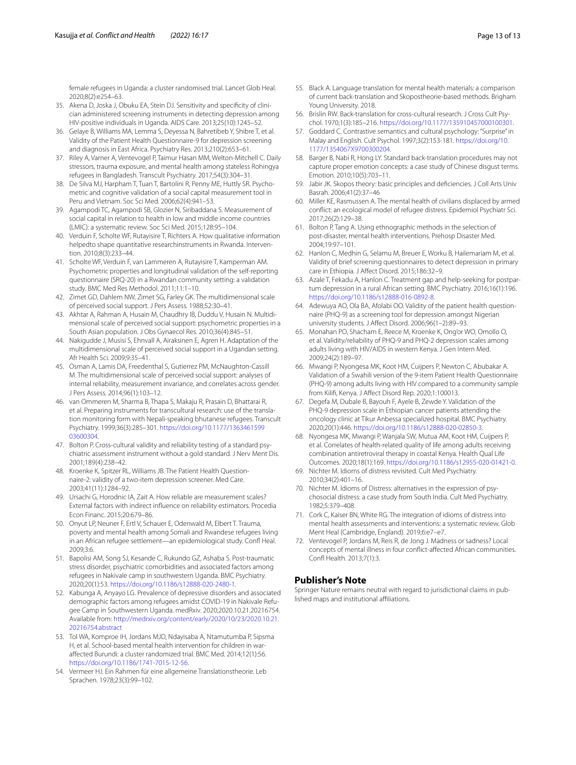female refugees in Uganda: a cluster randomised trial. Lancet Glob Heal. 2020;8(2):e254–63.

35. Akena D, Joska J, Obuku EA, Stein DJ. Sensitivity and specificity of clinician administered screening instruments in detecting depression among HIV-positive individuals in Uganda. AIDS Care. 2013;25(10):1245–52.
36. Gelaye B, Williams MA, Lemma S, Deyessa N, Bahretibeb Y, Shibre T, et al. Validity of the Patient Health Questionnaire-9 for depression screening and diagnosis in East Africa. Psychiatry Res. 2013;210(2):653–61.
37. Riley A, Varner A, Ventevogel P, Taimur Hasan MM, Welton-Mitchell C. Daily stressors, trauma exposure, and mental health among stateless Rohingya refugees in Bangladesh. Transcult Psychiatry. 2017;54(3):304–31.
38. De Silva MJ, Harpham T, Tuan T, Bartolini R, Penny ME, Huttly SR. Psychometric and cognitive validation of a social capital measurement tool in Peru and Vietnam. Soc Sci Med. 2006;62(4):941–53.
39. Agampodi TC, Agampodi SB, Glozier N, Siribaddana S. Measurement of social capital in relation to health in low and middle income countries (LMIC): a systematic review. Soc Sci Med. 2015;128:95–104.
40. Verduin F, Scholte WF, Rutayisire T, Richters A. How qualitative information helpedto shape quantitative researchinstruments in Rwanda. Intervention. 2010;8(3):233–44.
41. Scholte WF, Verduin F, van Lammeren A, Rutayisire T, Kamperman AM. Psychometric properties and longitudinal validation of the self-reporting questionnaire (SRQ-20) in a Rwandan community setting: a validation study. BMC Med Res Methodol. 2011;11:1–10.
42. Zimet GD, Dahlem NW, Zimet SG, Farley GK. The multidimensional scale of perceived social support. J Pers Assess. 1988;52:30–41.
43. Akhtar A, Rahman A, Husain M, Chaudhry IB, Duddu V, Husain N. Multidimensional scale of perceived social support: psychometric properties in a South Asian population. J Obs Gynaecol Res. 2010;36(4):845–51.
44. Nakigudde J, Musisi S, Ehnvall A, Airaksinen E, Agren H. Adaptation of the multidimensional scale of perceived social support in a Ugandan setting. Afr Health Sci. 2009;9:35–41.
45. Osman A, Lamis DA, Freedenthal S, Gutierrez PM, McNaughton-Cassill M. The multidimensional scale of perceived social support: analyses of internal reliability, measurement invariance, and correlates across gender. J Pers Assess. 2014;96(1):103–12.
46. van Ommeren M, Sharma B, Thapa S, Makaju R, Prasain D, Bhattarai R, et al. Preparing instruments for transcultural research: use of the translation monitoring form with Nepali-speaking bhutanese refugees. Transcult Psychiatry. 1999;36(3):285–301. https://doi.org/10.1177/136346159903600304.
47. Bolton P. Cross-cultural validity and reliability testing of a standard psychiatric assessment instrument without a gold standard. J Nerv Ment Dis. 2001;189(4):238–42.
48. Kroenke K, Spitzer RL, Williams JB. The Patient Health Questionnaire-2: validity of a two-item depression screener. Med Care. 2003;41(11):1284–92.
49. Ursachi G, Horodnic IA, Zait A. How reliable are measurement scales? External factors with indirect influence on reliability estimators. Procedia Econ Financ. 2015;20:679–86.
50. Onyut LP, Neuner F, Ertl V, Schauer E, Odenwald M, Elbert T. Trauma, poverty and mental health among Somali and Rwandese refugees living in an African refugee settlement—an epidemiological study. Confl Heal. 2009;3:6.
51. Bapolisi AM, Song SJ, Kesande C, Rukundo GZ, Ashaba S. Post-traumatic stress disorder, psychiatric comorbidities and associated factors among refugees in Nakivale camp in southwestern Uganda. BMC Psychiatry. 2020;20(1):53. https://doi.org/10.1186/s12888-020-2480-1.
52. Kabunga A, Anyayo LG. Prevalence of depressive disorders and associated demographic factors among refugees amidst COVID-19 in Nakivale Refugee Camp in Southwestern Uganda. medRxiv. 2020;2020.10.21.20216754. Available from: http://medrxiv.org/content/early/2020/10/23/2020.10.21.20216754.abstract
53. Tol WA, Komproe IH, Jordans MJD, Ndayisaba A, Ntamutumba P, Sipsma H, et al. School-based mental health intervention for children in war-affected Burundi: a cluster randomized trial. BMC Med. 2014;12(1):56. https://doi.org/10.1186/1741-7015-12-56.
54. Vermeer HJ. Ein Rahmen für eine allgemeine Translationstheorie. Leb Sprachen. 1978;23(3):99–102.
55. Black A. Language translation for mental health materials: a comparison of current back-translation and Skopostheorie-based methods. Brigham Young University. 2018.
56. Brislin RW. Back-translation for cross-cultural research. J Cross Cult Psychol. 1970;1(3):185–216. https://doi.org/10.1177/135910457000100301.
57. Goddard C. Contrastive semantics and cultural psychology: "Surprise" in Malay and English. Cult Psychol. 1997;3(2):153-181. https://doi.org/10.1177/1354067X9700300204.
58. Barger B, Nabi R, Hong LY. Standard back-translation procedures may not capture proper emotion concepts: a case study of Chinese disgust terms. Emotion. 2010;10(5):703–11.
59. Jabir JK. Skopos theory: basic principles and deficiencies. J Coll Arts Univ Basrah. 2006;41(2):37–46
60. Miller KE, Rasmussen A. The mental health of civilians displaced by armed conflict: an ecological model of refugee distress. Epidemiol Psychiatr Sci. 2017;26(2):129–38.
61. Bolton P, Tang A. Using ethnographic methods in the selection of post-disaster, mental health interventions. Prehosp Disaster Med. 2004;19:97–101.
62. Hanlon C, Medhin G, Selamu M, Breuer E, Worku B, Hailemariam M, et al. Validity of brief screening questionnaires to detect depression in primary care in Ethiopia. J Affect Disord. 2015;186:32–9.
63. Azale T, Fekadu A, Hanlon C. Treatment gap and help-seeking for postpartum depression in a rural African setting. BMC Psychiatry. 2016;16(1):196. https://doi.org/10.1186/s12888-016-0892-8.
64. Adewuya AO, Ola BA, Afolabi OO. Validity of the patient health questionnaire (PHQ-9) as a screening tool for depression amongst Nigerian university students. J Affect Disord. 2006;96(1–2):89–93.
65. Monahan PO, Shacham E, Reece M, Kroenke K, Ong'or WO, Omollo O, et al. Validity/reliability of PHQ-9 and PHQ-2 depression scales among adults living with HIV/AIDS in western Kenya. J Gen Intern Med. 2009;24(2):189–97.
66. Mwangi P, Nyongesa MK, Koot HM, Cuijpers P, Newton C, Abubakar A. Validation of a Swahili version of the 9-item Patient Health Questionnaire (PHQ-9) among adults living with HIV compared to a community sample from Kilifi, Kenya. J Affect Disord Rep. 2020;1:100013.
67. Degefa M, Dubale B, Bayouh F, Ayele B, Zewde Y. Validation of the PHQ-9 depression scale in Ethiopian cancer patients attending the oncology clinic at Tikur Anbessa specialized hospital. BMC Psychiatry. 2020;20(1):446. https://doi.org/10.1186/s12888-020-02850-3.
68. Nyongesa MK, Mwangi P, Wanjala SW, Mutua AM, Koot HM, Cuijpers P, et al. Correlates of health-related quality of life among adults receiving combination antiretroviral therapy in coastal Kenya. Health Qual Life Outcomes. 2020;18(1):169. https://doi.org/10.1186/s12955-020-01421-0.
69. Nichter M. Idioms of distress revisited. Cult Med Psychiatry. 2010;34(2):401–16.
70. Nichter M. Idioms of Distress: alternatives in the expression of psychosocial distress: a case study from South India. Cult Med Psychiatry. 1982;5:379–408.
71. Cork C, Kaiser BN, White RG. The integration of idioms of distress into mental health assessments and interventions: a systematic review. Glob Ment Heal (Cambridge, England). 2019;6:e7–e7.
72. Ventevogel P, Jordans M, Reis R, de Jong J. Madness or sadness? Local concepts of mental illness in four conflict-affected African communities. Confl Health. 2013;7(1):3.

## Publisher's Note

Springer Nature remains neutral with regard to jurisdictional claims in published maps and institutional affiliations.